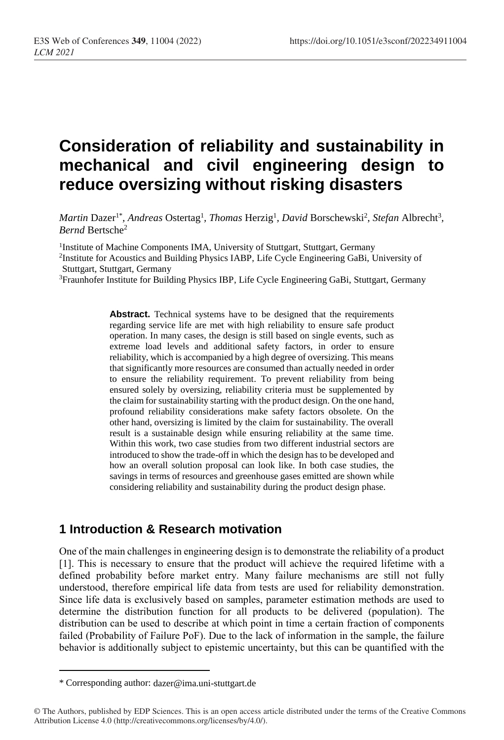# Consideration of reliability and sustainability in mechanical and civil engineering design to reduce oversizing without risking disasters

*Martin* Dazer[1*], *Andreas* Ostertag[1], *Thomas* Herzig[1], *David* Borschewski[2], *Stefan* Albrecht[3], *Bernd* Bertsche[2]

[1]Institute of Machine Components IMA, University of Stuttgart, Stuttgart, Germany

[2]Institute for Acoustics and Building Physics IABP, Life Cycle Engineering GaBi, University of Stuttgart, Stuttgart, Germany

[3]Fraunhofer Institute for Building Physics IBP, Life Cycle Engineering GaBi, Stuttgart, Germany

**Abstract.** Technical systems have to be designed that the requirements regarding service life are met with high reliability to ensure safe product operation. In many cases, the design is still based on single events, such as extreme load levels and additional safety factors, in order to ensure reliability, which is accompanied by a high degree of oversizing. This means that significantly more resources are consumed than actually needed in order to ensure the reliability requirement. To prevent reliability from being ensured solely by oversizing, reliability criteria must be supplemented by the claim for sustainability starting with the product design. On the one hand, profound reliability considerations make safety factors obsolete. On the other hand, oversizing is limited by the claim for sustainability. The overall result is a sustainable design while ensuring reliability at the same time. Within this work, two case studies from two different industrial sectors are introduced to show the trade-off in which the design has to be developed and how an overall solution proposal can look like. In both case studies, the savings in terms of resources and greenhouse gases emitted are shown while considering reliability and sustainability during the product design phase.

## 1 Introduction & Research motivation

One of the main challenges in engineering design is to demonstrate the reliability of a product [1]. This is necessary to ensure that the product will achieve the required lifetime with a defined probability before market entry. Many failure mechanisms are still not fully understood, therefore empirical life data from tests are used for reliability demonstration. Since life data is exclusively based on samples, parameter estimation methods are used to determine the distribution function for all products to be delivered (population). The distribution can be used to describe at which point in time a certain fraction of components failed (Probability of Failure PoF). Due to the lack of information in the sample, the failure behavior is additionally subject to epistemic uncertainty, but this can be quantified with the

* Corresponding author: dazer@ima.uni-stuttgart.de

© The Authors, published by EDP Sciences. This is an open access article distributed under the terms of the Creative Commons Attribution License 4.0 (http://creativecommons.org/licenses/by/4.0/).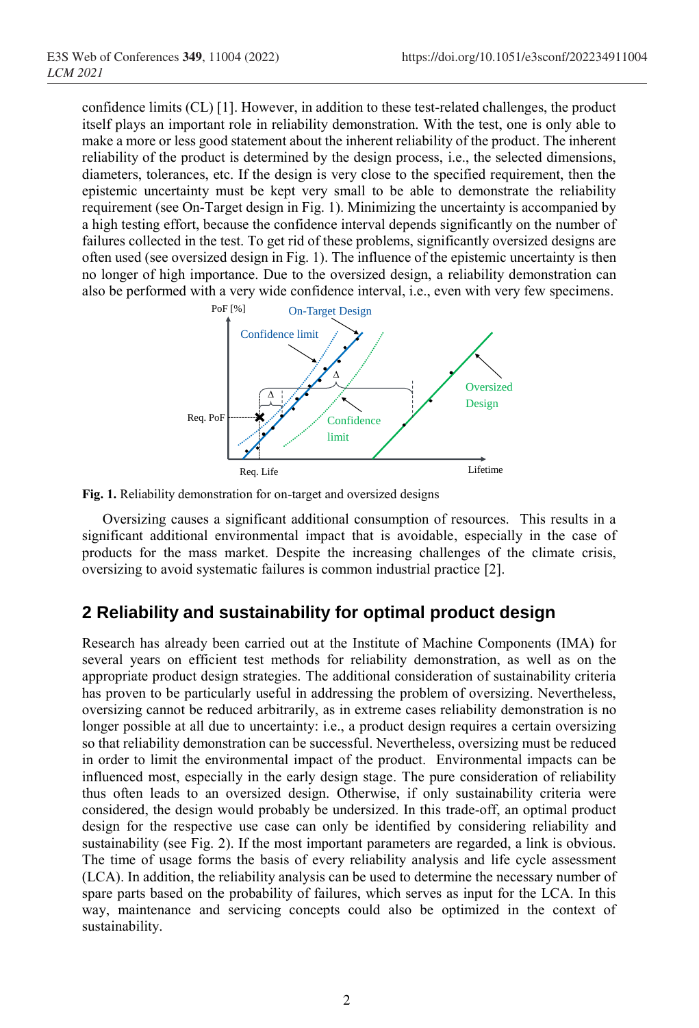confidence limits (CL) [1]. However, in addition to these test-related challenges, the product itself plays an important role in reliability demonstration. With the test, one is only able to make a more or less good statement about the inherent reliability of the product. The inherent reliability of the product is determined by the design process, i.e., the selected dimensions, diameters, tolerances, etc. If the design is very close to the specified requirement, then the epistemic uncertainty must be kept very small to be able to demonstrate the reliability requirement (see On-Target design in Fig. 1). Minimizing the uncertainty is accompanied by a high testing effort, because the confidence interval depends significantly on the number of failures collected in the test. To get rid of these problems, significantly oversized designs are often used (see oversized design in Fig. 1). The influence of the epistemic uncertainty is then no longer of high importance. Due to the oversized design, a reliability demonstration can also be performed with a very wide confidence interval, i.e., even with very few specimens.

**Fig. 1.** Reliability demonstration for on-target and oversized designs

Oversizing causes a significant additional consumption of resources. This results in a significant additional environmental impact that is avoidable, especially in the case of products for the mass market. Despite the increasing challenges of the climate crisis, oversizing to avoid systematic failures is common industrial practice [2].

## 2 Reliability and sustainability for optimal product design

Research has already been carried out at the Institute of Machine Components (IMA) for several years on efficient test methods for reliability demonstration, as well as on the appropriate product design strategies. The additional consideration of sustainability criteria has proven to be particularly useful in addressing the problem of oversizing. Nevertheless, oversizing cannot be reduced arbitrarily, as in extreme cases reliability demonstration is no longer possible at all due to uncertainty: i.e., a product design requires a certain oversizing so that reliability demonstration can be successful. Nevertheless, oversizing must be reduced in order to limit the environmental impact of the product. Environmental impacts can be influenced most, especially in the early design stage. The pure consideration of reliability thus often leads to an oversized design. Otherwise, if only sustainability criteria were considered, the design would probably be undersized. In this trade-off, an optimal product design for the respective use case can only be identified by considering reliability and sustainability (see Fig. 2). If the most important parameters are regarded, a link is obvious. The time of usage forms the basis of every reliability analysis and life cycle assessment (LCA). In addition, the reliability analysis can be used to determine the necessary number of spare parts based on the probability of failures, which serves as input for the LCA. In this way, maintenance and servicing concepts could also be optimized in the context of sustainability.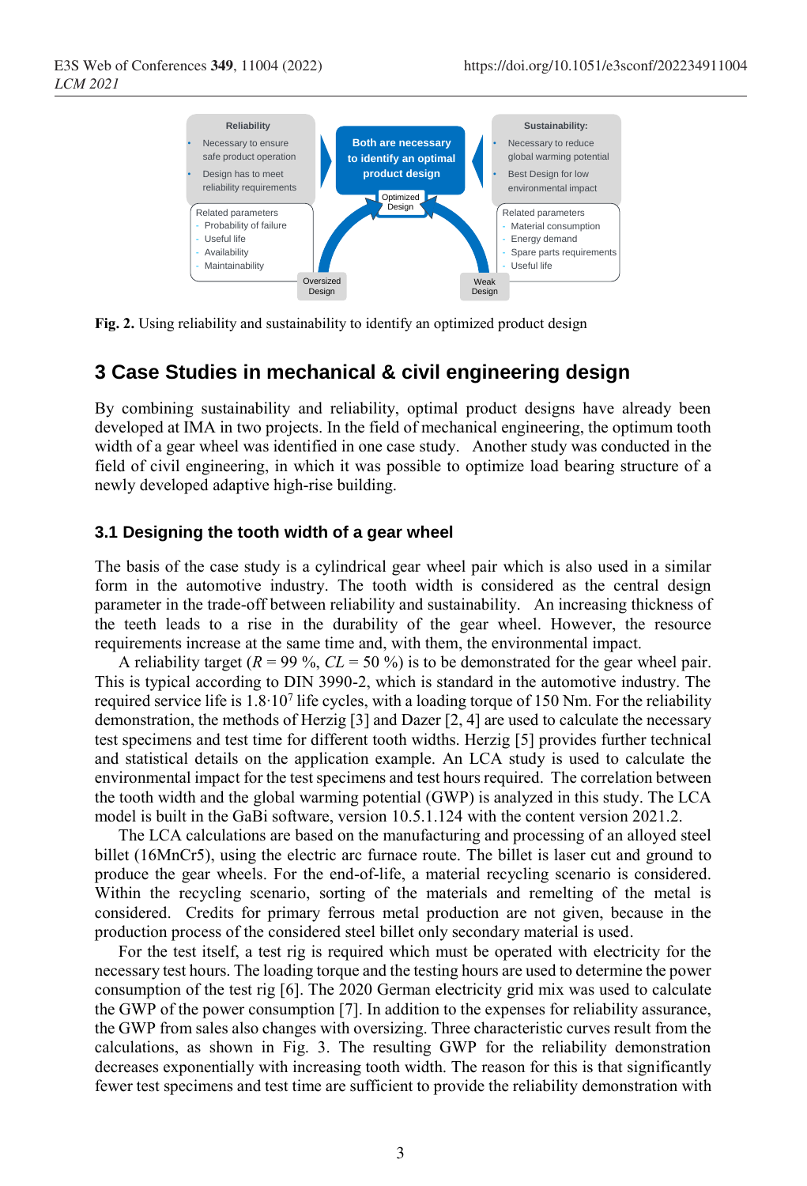Fig. 2. Using reliability and sustainability to identify an optimized product design

## 3 Case Studies in mechanical & civil engineering design

By combining sustainability and reliability, optimal product designs have already been developed at IMA in two projects. In the field of mechanical engineering, the optimum tooth width of a gear wheel was identified in one case study. Another study was conducted in the field of civil engineering, in which it was possible to optimize load bearing structure of a newly developed adaptive high-rise building.

### 3.1 Designing the tooth width of a gear wheel

The basis of the case study is a cylindrical gear wheel pair which is also used in a similar form in the automotive industry. The tooth width is considered as the central design parameter in the trade-off between reliability and sustainability. An increasing thickness of the teeth leads to a rise in the durability of the gear wheel. However, the resource requirements increase at the same time and, with them, the environmental impact.

A reliability target ($R$ = 99 %, $CL$ = 50 %) is to be demonstrated for the gear wheel pair. This is typical according to DIN 3990-2, which is standard in the automotive industry. The required service life is $1.8 \cdot 10^7$ life cycles, with a loading torque of 150 Nm. For the reliability demonstration, the methods of Herzig [3] and Dazer [2, 4] are used to calculate the necessary test specimens and test time for different tooth widths. Herzig [5] provides further technical and statistical details on the application example. An LCA study is used to calculate the environmental impact for the test specimens and test hours required. The correlation between the tooth width and the global warming potential (GWP) is analyzed in this study. The LCA model is built in the GaBi software, version 10.5.1.124 with the content version 2021.2.

The LCA calculations are based on the manufacturing and processing of an alloyed steel billet (16MnCr5), using the electric arc furnace route. The billet is laser cut and ground to produce the gear wheels. For the end-of-life, a material recycling scenario is considered. Within the recycling scenario, sorting of the materials and remelting of the metal is considered. Credits for primary ferrous metal production are not given, because in the production process of the considered steel billet only secondary material is used.

For the test itself, a test rig is required which must be operated with electricity for the necessary test hours. The loading torque and the testing hours are used to determine the power consumption of the test rig [6]. The 2020 German electricity grid mix was used to calculate the GWP of the power consumption [7]. In addition to the expenses for reliability assurance, the GWP from sales also changes with oversizing. Three characteristic curves result from the calculations, as shown in Fig. 3. The resulting GWP for the reliability demonstration decreases exponentially with increasing tooth width. The reason for this is that significantly fewer test specimens and test time are sufficient to provide the reliability demonstration with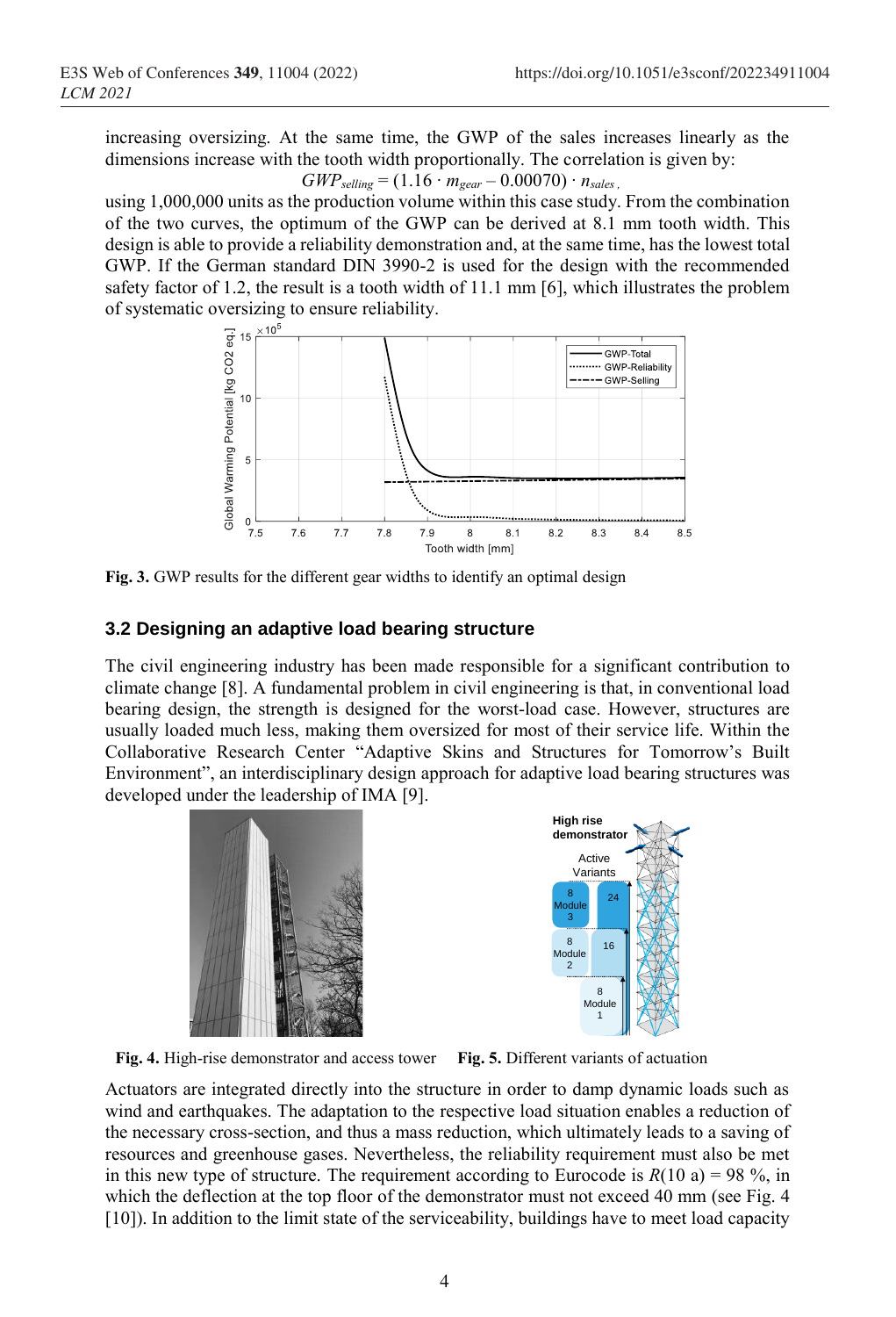increasing oversizing. At the same time, the GWP of the sales increases linearly as the dimensions increase with the tooth width proportionally. The correlation is given by:

$$GWP_{selling} = (1.16 \cdot m_{gear} - 0.00070) \cdot n_{sales} \,,$$

using 1,000,000 units as the production volume within this case study. From the combination of the two curves, the optimum of the GWP can be derived at 8.1 mm tooth width. This design is able to provide a reliability demonstration and, at the same time, has the lowest total GWP. If the German standard DIN 3990-2 is used for the design with the recommended safety factor of 1.2, the result is a tooth width of 11.1 mm [6], which illustrates the problem of systematic oversizing to ensure reliability.

**Fig. 3.** GWP results for the different gear widths to identify an optimal design

### 3.2 Designing an adaptive load bearing structure

The civil engineering industry has been made responsible for a significant contribution to climate change [8]. A fundamental problem in civil engineering is that, in conventional load bearing design, the strength is designed for the worst-load case. However, structures are usually loaded much less, making them oversized for most of their service life. Within the Collaborative Research Center "Adaptive Skins and Structures for Tomorrow's Built Environment", an interdisciplinary design approach for adaptive load bearing structures was developed under the leadership of IMA [9].

**Fig. 4.** High-rise demonstrator and access tower

**Fig. 5.** Different variants of actuation

Actuators are integrated directly into the structure in order to damp dynamic loads such as wind and earthquakes. The adaptation to the respective load situation enables a reduction of the necessary cross-section, and thus a mass reduction, which ultimately leads to a saving of resources and greenhouse gases. Nevertheless, the reliability requirement must also be met in this new type of structure. The requirement according to Eurocode is $R(10\text{ a}) = 98\ \%$, in which the deflection at the top floor of the demonstrator must not exceed 40 mm (see Fig. 4 [10]). In addition to the limit state of the serviceability, buildings have to meet load capacity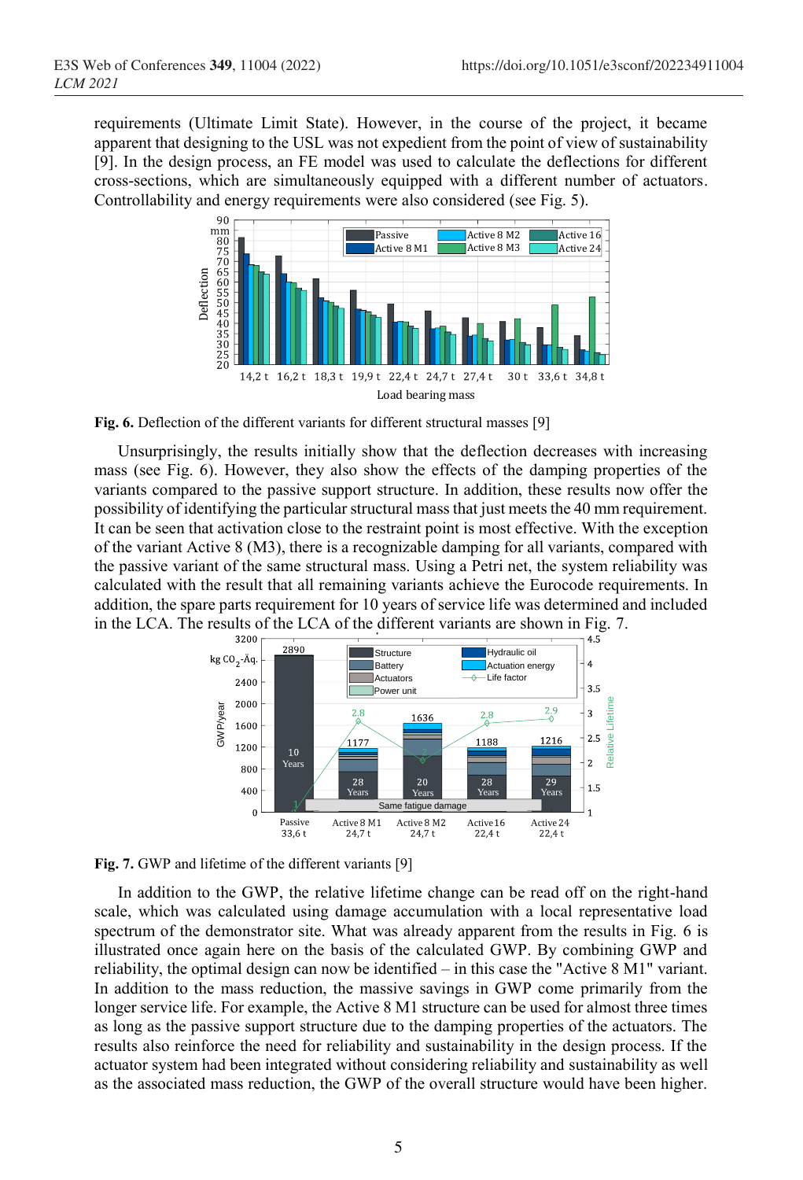requirements (Ultimate Limit State). However, in the course of the project, it became apparent that designing to the USL was not expedient from the point of view of sustainability [9]. In the design process, an FE model was used to calculate the deflections for different cross-sections, which are simultaneously equipped with a different number of actuators. Controllability and energy requirements were also considered (see Fig. 5).

**Fig. 6.** Deflection of the different variants for different structural masses [9]

Unsurprisingly, the results initially show that the deflection decreases with increasing mass (see Fig. 6). However, they also show the effects of the damping properties of the variants compared to the passive support structure. In addition, these results now offer the possibility of identifying the particular structural mass that just meets the 40 mm requirement. It can be seen that activation close to the restraint point is most effective. With the exception of the variant Active 8 (M3), there is a recognizable damping for all variants, compared with the passive variant of the same structural mass. Using a Petri net, the system reliability was calculated with the result that all remaining variants achieve the Eurocode requirements. In addition, the spare parts requirement for 10 years of service life was determined and included in the LCA. The results of the LCA of the different variants are shown in Fig. 7.

**Fig. 7.** GWP and lifetime of the different variants [9]

In addition to the GWP, the relative lifetime change can be read off on the right-hand scale, which was calculated using damage accumulation with a local representative load spectrum of the demonstrator site. What was already apparent from the results in Fig. 6 is illustrated once again here on the basis of the calculated GWP. By combining GWP and reliability, the optimal design can now be identified – in this case the "Active 8 M1" variant. In addition to the mass reduction, the massive savings in GWP come primarily from the longer service life. For example, the Active 8 M1 structure can be used for almost three times as long as the passive support structure due to the damping properties of the actuators. The results also reinforce the need for reliability and sustainability in the design process. If the actuator system had been integrated without considering reliability and sustainability as well as the associated mass reduction, the GWP of the overall structure would have been higher.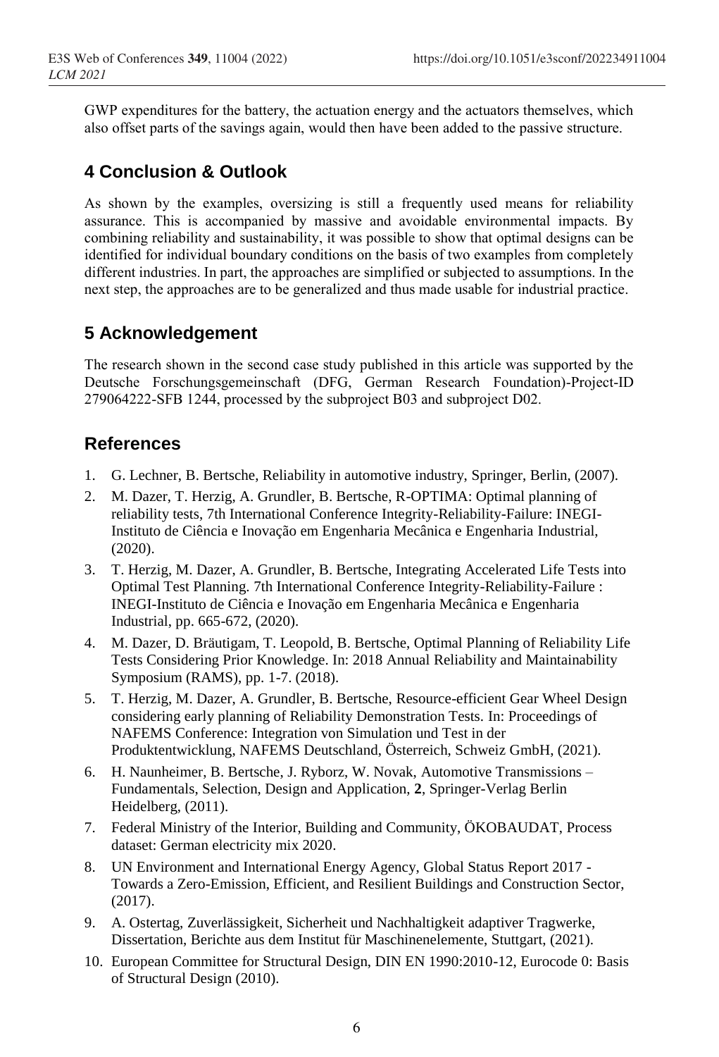GWP expenditures for the battery, the actuation energy and the actuators themselves, which also offset parts of the savings again, would then have been added to the passive structure.

## 4 Conclusion & Outlook

As shown by the examples, oversizing is still a frequently used means for reliability assurance. This is accompanied by massive and avoidable environmental impacts. By combining reliability and sustainability, it was possible to show that optimal designs can be identified for individual boundary conditions on the basis of two examples from completely different industries. In part, the approaches are simplified or subjected to assumptions. In the next step, the approaches are to be generalized and thus made usable for industrial practice.

## 5 Acknowledgement

The research shown in the second case study published in this article was supported by the Deutsche Forschungsgemeinschaft (DFG, German Research Foundation)-Project-ID 279064222-SFB 1244, processed by the subproject B03 and subproject D02.

## References

1. G. Lechner, B. Bertsche, Reliability in automotive industry, Springer, Berlin, (2007).
2. M. Dazer, T. Herzig, A. Grundler, B. Bertsche, R-OPTIMA: Optimal planning of reliability tests, 7th International Conference Integrity-Reliability-Failure: INEGI-Instituto de Ciência e Inovação em Engenharia Mecânica e Engenharia Industrial, (2020).
3. T. Herzig, M. Dazer, A. Grundler, B. Bertsche, Integrating Accelerated Life Tests into Optimal Test Planning. 7th International Conference Integrity-Reliability-Failure : INEGI-Instituto de Ciência e Inovação em Engenharia Mecânica e Engenharia Industrial, pp. 665-672, (2020).
4. M. Dazer, D. Bräutigam, T. Leopold, B. Bertsche, Optimal Planning of Reliability Life Tests Considering Prior Knowledge. In: 2018 Annual Reliability and Maintainability Symposium (RAMS), pp. 1-7. (2018).
5. T. Herzig, M. Dazer, A. Grundler, B. Bertsche, Resource-efficient Gear Wheel Design considering early planning of Reliability Demonstration Tests. In: Proceedings of NAFEMS Conference: Integration von Simulation und Test in der Produktentwicklung, NAFEMS Deutschland, Österreich, Schweiz GmbH, (2021).
6. H. Naunheimer, B. Bertsche, J. Ryborz, W. Novak, Automotive Transmissions – Fundamentals, Selection, Design and Application, **2**, Springer-Verlag Berlin Heidelberg, (2011).
7. Federal Ministry of the Interior, Building and Community, ÖKOBAUDAT, Process dataset: German electricity mix 2020.
8. UN Environment and International Energy Agency, Global Status Report 2017 - Towards a Zero-Emission, Efficient, and Resilient Buildings and Construction Sector, (2017).
9. A. Ostertag, Zuverlässigkeit, Sicherheit und Nachhaltigkeit adaptiver Tragwerke, Dissertation, Berichte aus dem Institut für Maschinenelemente, Stuttgart, (2021).
10. European Committee for Structural Design, DIN EN 1990:2010-12, Eurocode 0: Basis of Structural Design (2010).